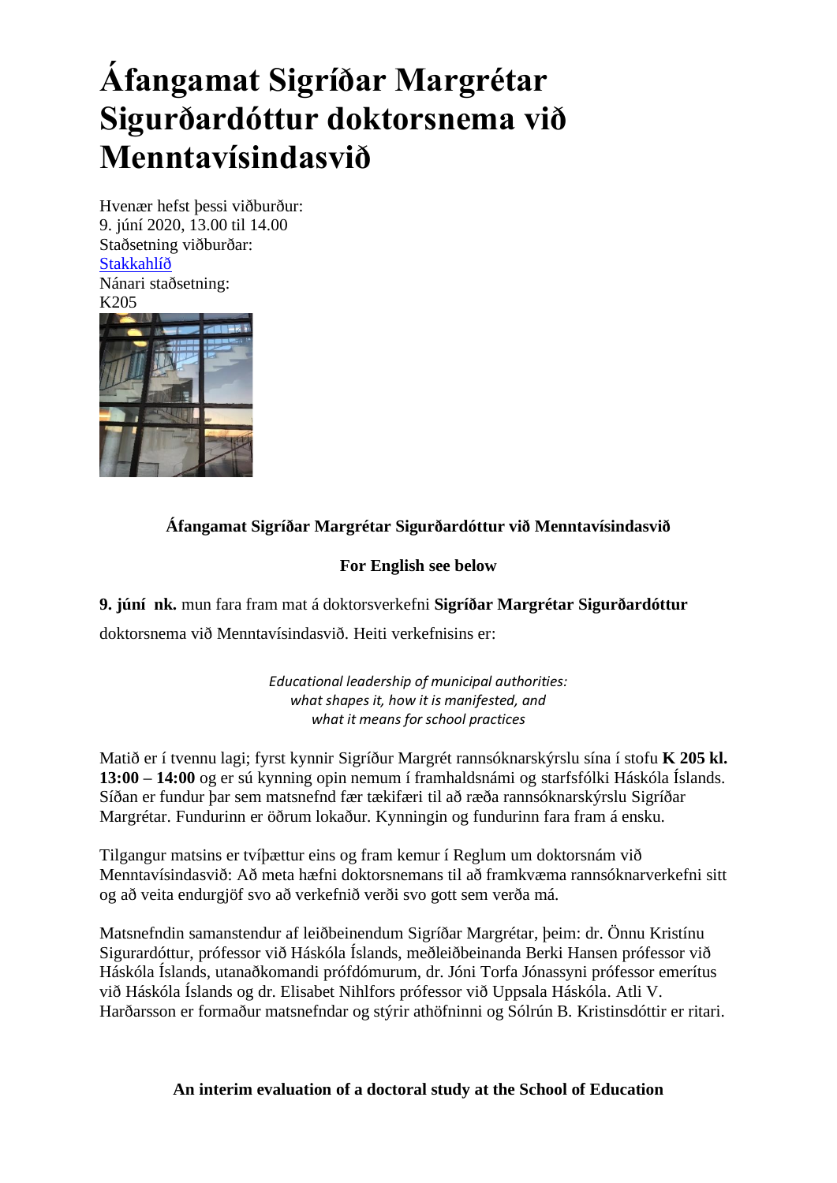# Áfangamat Sigríðar Margrétar Sigurðardóttur doktorsnema við Menntavísindasvið

Hvenær hefst þessi viðburður:
9. júní 2020, 13.00 til 14.00
Staðsetning viðburðar:
Stakkahlíð
Nánari staðsetning:
K205

**Áfangamat Sigríðar Margrétar Sigurðardóttur við Menntavísindasvið**

**For English see below**

**9. júní nk.** mun fara fram mat á doktorsverkefni **Sigríðar Margrétar Sigurðardóttur** doktorsnema við Menntavísindasvið. Heiti verkefnisins er:

*Educational leadership of municipal authorities:*
*what shapes it, how it is manifested, and*
*what it means for school practices*

Matið er í tvennu lagi; fyrst kynnir Sigríður Margrét rannsóknarskýrslu sína í stofu **K 205 kl. 13:00 – 14:00** og er sú kynning opin nemum í framhaldsnámi og starfsfólki Háskóla Íslands. Síðan er fundur þar sem matsnefnd fær tækifæri til að ræða rannsóknarskýrslu Sigríðar Margrétar. Fundurinn er öðrum lokaður. Kynningin og fundurinn fara fram á ensku.

Tilgangur matsins er tvíþættur eins og fram kemur í Reglum um doktorsnám við Menntavísindasvið: Að meta hæfni doktorsnemans til að framkvæma rannsóknarverkefni sitt og að veita endurgjöf svo að verkefnið verði svo gott sem verða má.

Matsnefndin samanstendur af leiðbeinendum Sigríðar Margrétar, þeim: dr. Önnu Kristínu Sigurðardóttur, prófessor við Háskóla Íslands, meðleiðbeinanda Berki Hansen prófessor við Háskóla Íslands, utanaðkomandi prófdómurum, dr. Jóni Torfa Jónassyni prófessor emerítus við Háskóla Íslands og dr. Elisabet Nihlfors prófessor við Uppsala Háskóla. Atli V. Harðarsson er formaður matsnefndar og stýrir athöfninni og Sólrún B. Kristinsdóttir er ritari.

**An interim evaluation of a doctoral study at the School of Education**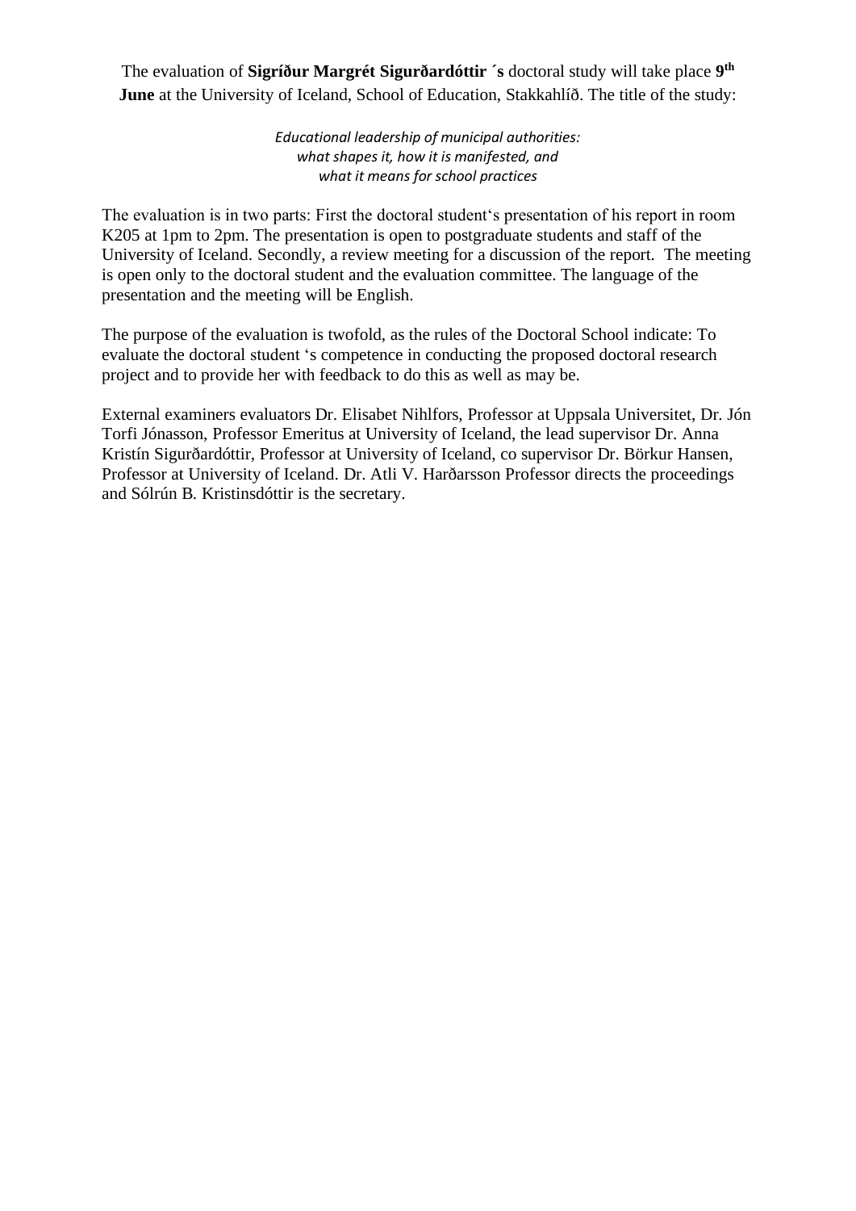The evaluation of **Sigríður Margrét Sigurðardóttir ´s** doctoral study will take place **9th June** at the University of Iceland, School of Education, Stakkahlíð. The title of the study:

*Educational leadership of municipal authorities:*
*what shapes it, how it is manifested, and*
*what it means for school practices*

The evaluation is in two parts: First the doctoral student's presentation of his report in room K205 at 1pm to 2pm. The presentation is open to postgraduate students and staff of the University of Iceland. Secondly, a review meeting for a discussion of the report. The meeting is open only to the doctoral student and the evaluation committee. The language of the presentation and the meeting will be English.

The purpose of the evaluation is twofold, as the rules of the Doctoral School indicate: To evaluate the doctoral student 's competence in conducting the proposed doctoral research project and to provide her with feedback to do this as well as may be.

External examiners evaluators Dr. Elisabet Nihlfors, Professor at Uppsala Universitet, Dr. Jón Torfi Jónasson, Professor Emeritus at University of Iceland, the lead supervisor Dr. Anna Kristín Sigurðardóttir, Professor at University of Iceland, co supervisor Dr. Börkur Hansen, Professor at University of Iceland. Dr. Atli V. Harðarsson Professor directs the proceedings and Sólrún B. Kristinsdóttir is the secretary.